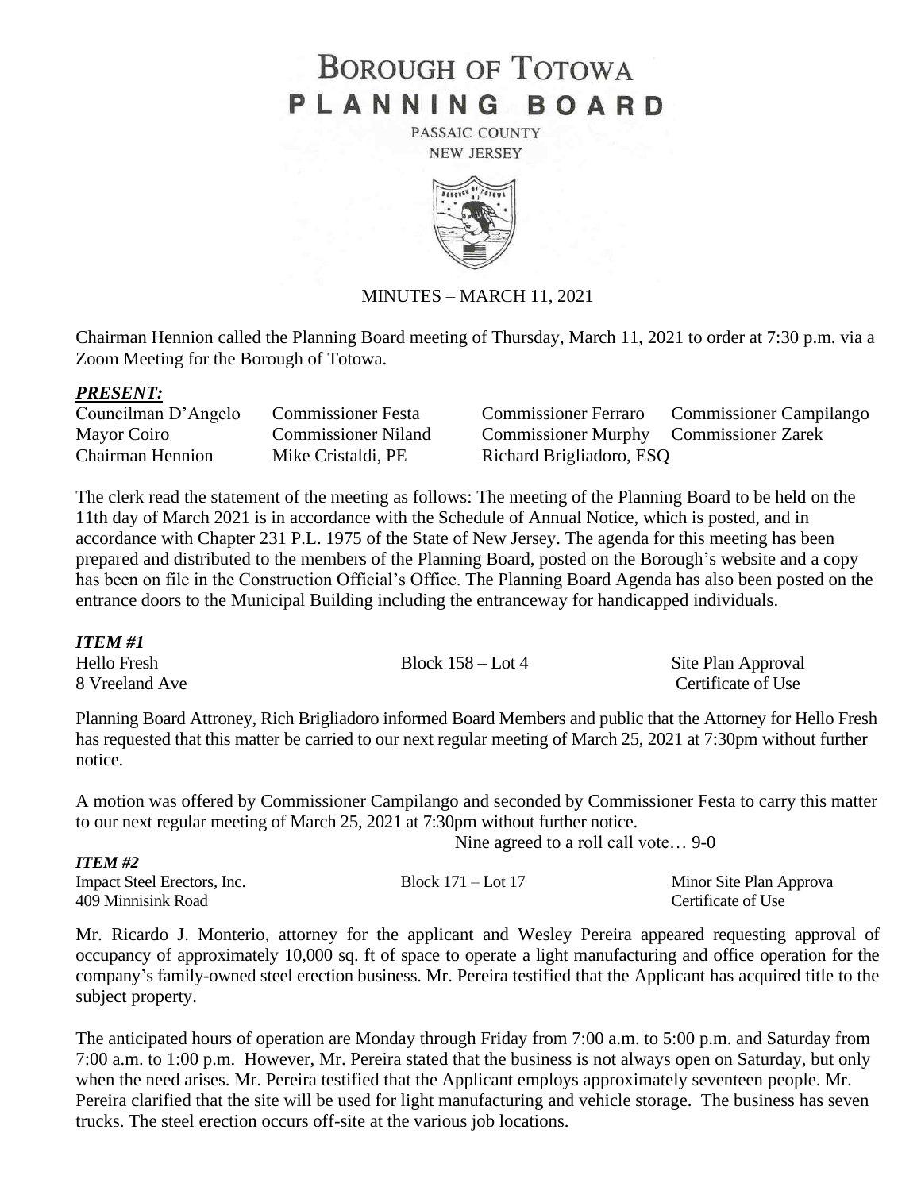# BOROUGH OF TOTOWA
# PLANNING BOARD

PASSAIC COUNTY
NEW JERSEY

MINUTES – MARCH 11, 2021

Chairman Hennion called the Planning Board meeting of Thursday, March 11, 2021 to order at 7:30 p.m. via a Zoom Meeting for the Borough of Totowa.

***PRESENT:***

| | | | |
|---|---|---|---|
| Councilman D'Angelo | Commissioner Festa | Commissioner Ferraro | Commissioner Campilango |
| Mayor Coiro | Commissioner Niland | Commissioner Murphy | Commissioner Zarek |
| Chairman Hennion | Mike Cristaldi, PE | Richard Brigliadoro, ESQ | |

The clerk read the statement of the meeting as follows: The meeting of the Planning Board to be held on the 11th day of March 2021 is in accordance with the Schedule of Annual Notice, which is posted, and in accordance with Chapter 231 P.L. 1975 of the State of New Jersey. The agenda for this meeting has been prepared and distributed to the members of the Planning Board, posted on the Borough's website and a copy has been on file in the Construction Official's Office. The Planning Board Agenda has also been posted on the entrance doors to the Municipal Building including the entranceway for handicapped individuals.

***ITEM #1***

| | | |
|---|---|---|
| Hello Fresh | Block 158 – Lot 4 | Site Plan Approval |
| 8 Vreeland Ave | | Certificate of Use |

Planning Board Attroney, Rich Brigliadoro informed Board Members and public that the Attorney for Hello Fresh has requested that this matter be carried to our next regular meeting of March 25, 2021 at 7:30pm without further notice.

A motion was offered by Commissioner Campilango and seconded by Commissioner Festa to carry this matter to our next regular meeting of March 25, 2021 at 7:30pm without further notice.

Nine agreed to a roll call vote… 9-0

***ITEM #2***

| | | |
|---|---|---|
| Impact Steel Erectors, Inc. | Block 171 – Lot 17 | Minor Site Plan Approva |
| 409 Minnisink Road | | Certificate of Use |

Mr. Ricardo J. Monterio, attorney for the applicant and Wesley Pereira appeared requesting approval of occupancy of approximately 10,000 sq. ft of space to operate a light manufacturing and office operation for the company's family-owned steel erection business. Mr. Pereira testified that the Applicant has acquired title to the subject property.

The anticipated hours of operation are Monday through Friday from 7:00 a.m. to 5:00 p.m. and Saturday from 7:00 a.m. to 1:00 p.m. However, Mr. Pereira stated that the business is not always open on Saturday, but only when the need arises. Mr. Pereira testified that the Applicant employs approximately seventeen people. Mr. Pereira clarified that the site will be used for light manufacturing and vehicle storage. The business has seven trucks. The steel erection occurs off-site at the various job locations.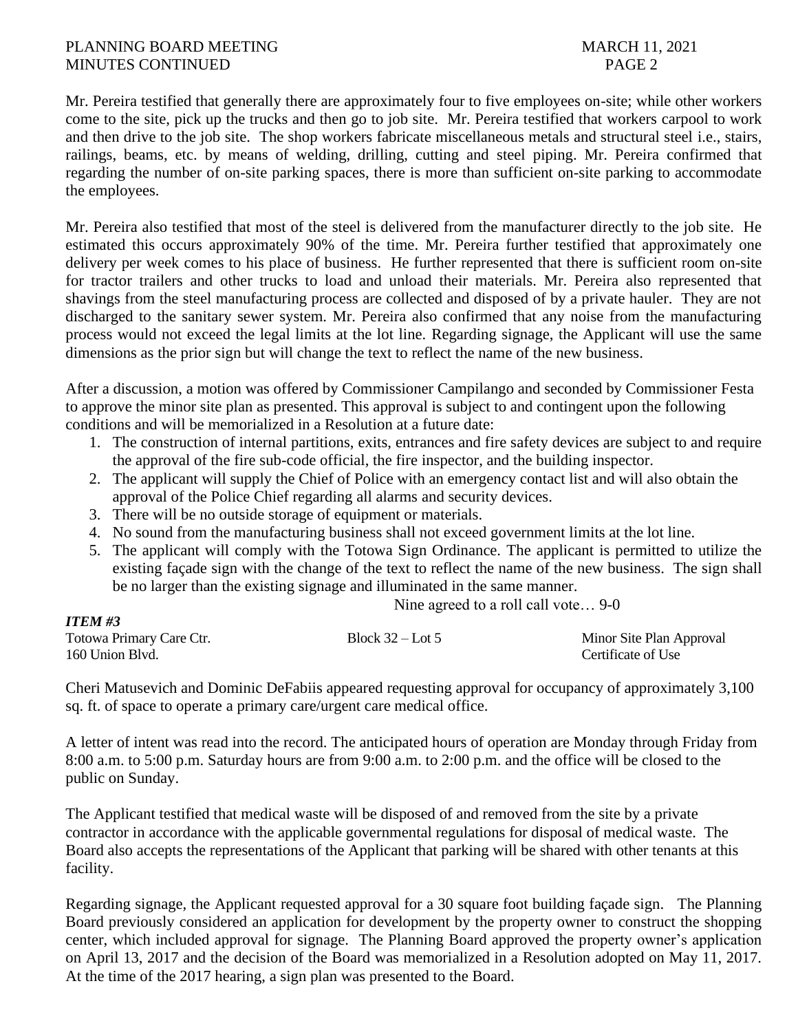Mr. Pereira testified that generally there are approximately four to five employees on-site; while other workers come to the site, pick up the trucks and then go to job site. Mr. Pereira testified that workers carpool to work and then drive to the job site. The shop workers fabricate miscellaneous metals and structural steel i.e., stairs, railings, beams, etc. by means of welding, drilling, cutting and steel piping. Mr. Pereira confirmed that regarding the number of on-site parking spaces, there is more than sufficient on-site parking to accommodate the employees.

Mr. Pereira also testified that most of the steel is delivered from the manufacturer directly to the job site. He estimated this occurs approximately 90% of the time. Mr. Pereira further testified that approximately one delivery per week comes to his place of business. He further represented that there is sufficient room on-site for tractor trailers and other trucks to load and unload their materials. Mr. Pereira also represented that shavings from the steel manufacturing process are collected and disposed of by a private hauler. They are not discharged to the sanitary sewer system. Mr. Pereira also confirmed that any noise from the manufacturing process would not exceed the legal limits at the lot line. Regarding signage, the Applicant will use the same dimensions as the prior sign but will change the text to reflect the name of the new business.

After a discussion, a motion was offered by Commissioner Campilango and seconded by Commissioner Festa to approve the minor site plan as presented. This approval is subject to and contingent upon the following conditions and will be memorialized in a Resolution at a future date:

1. The construction of internal partitions, exits, entrances and fire safety devices are subject to and require the approval of the fire sub-code official, the fire inspector, and the building inspector.
2. The applicant will supply the Chief of Police with an emergency contact list and will also obtain the approval of the Police Chief regarding all alarms and security devices.
3. There will be no outside storage of equipment or materials.
4. No sound from the manufacturing business shall not exceed government limits at the lot line.
5. The applicant will comply with the Totowa Sign Ordinance. The applicant is permitted to utilize the existing façade sign with the change of the text to reflect the name of the new business. The sign shall be no larger than the existing signage and illuminated in the same manner.

Nine agreed to a roll call vote… 9-0

***ITEM #3***

| Totowa Primary Care Ctr. | Block 32 – Lot 5 | Minor Site Plan Approval |
|---|---|---|
| 160 Union Blvd. | | Certificate of Use |

Cheri Matusevich and Dominic DeFabiis appeared requesting approval for occupancy of approximately 3,100 sq. ft. of space to operate a primary care/urgent care medical office.

A letter of intent was read into the record. The anticipated hours of operation are Monday through Friday from 8:00 a.m. to 5:00 p.m. Saturday hours are from 9:00 a.m. to 2:00 p.m. and the office will be closed to the public on Sunday.

The Applicant testified that medical waste will be disposed of and removed from the site by a private contractor in accordance with the applicable governmental regulations for disposal of medical waste. The Board also accepts the representations of the Applicant that parking will be shared with other tenants at this facility.

Regarding signage, the Applicant requested approval for a 30 square foot building façade sign. The Planning Board previously considered an application for development by the property owner to construct the shopping center, which included approval for signage. The Planning Board approved the property owner's application on April 13, 2017 and the decision of the Board was memorialized in a Resolution adopted on May 11, 2017. At the time of the 2017 hearing, a sign plan was presented to the Board.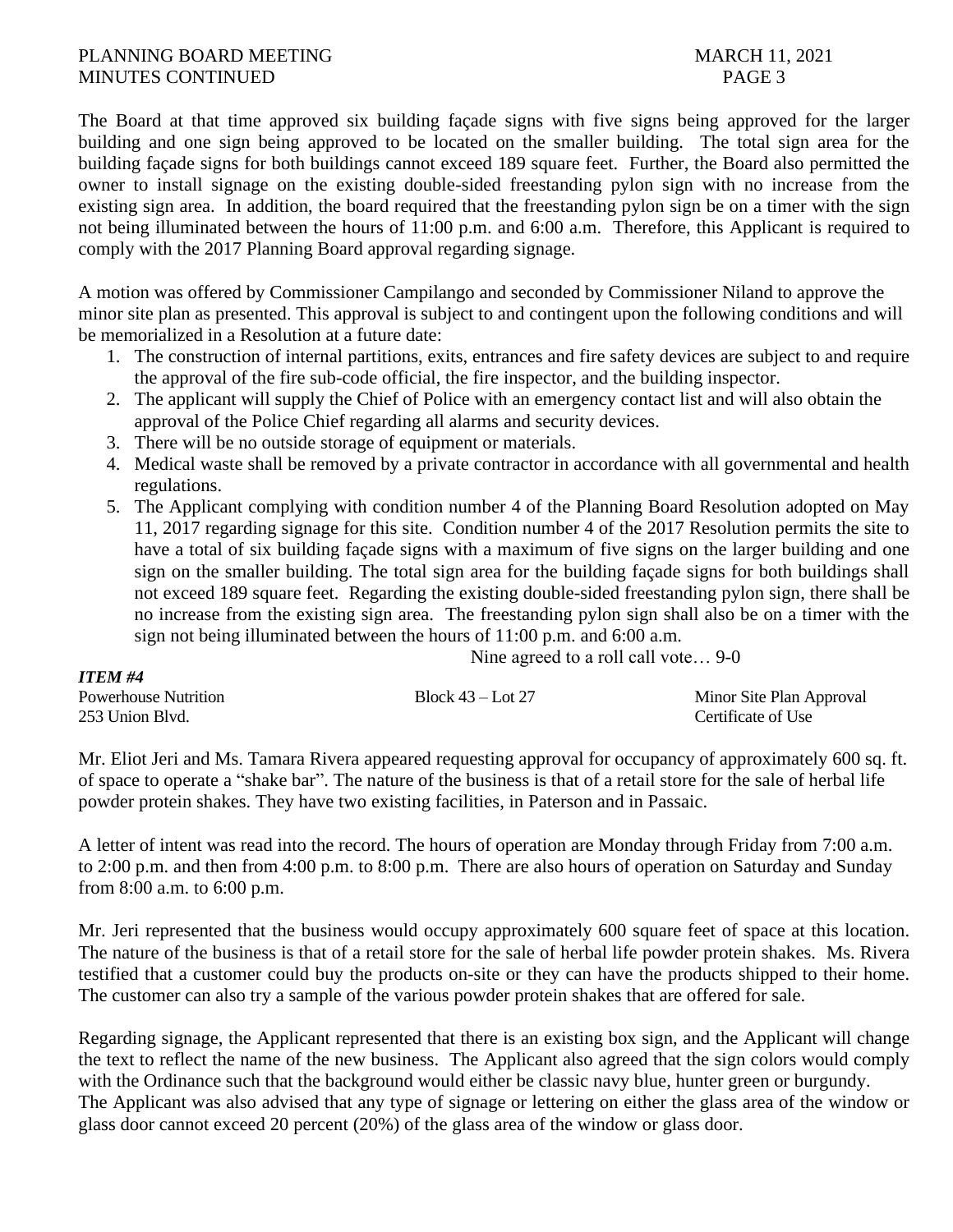The Board at that time approved six building façade signs with five signs being approved for the larger building and one sign being approved to be located on the smaller building. The total sign area for the building façade signs for both buildings cannot exceed 189 square feet. Further, the Board also permitted the owner to install signage on the existing double-sided freestanding pylon sign with no increase from the existing sign area. In addition, the board required that the freestanding pylon sign be on a timer with the sign not being illuminated between the hours of 11:00 p.m. and 6:00 a.m. Therefore, this Applicant is required to comply with the 2017 Planning Board approval regarding signage.

A motion was offered by Commissioner Campilango and seconded by Commissioner Niland to approve the minor site plan as presented. This approval is subject to and contingent upon the following conditions and will be memorialized in a Resolution at a future date:

1. The construction of internal partitions, exits, entrances and fire safety devices are subject to and require the approval of the fire sub-code official, the fire inspector, and the building inspector.
2. The applicant will supply the Chief of Police with an emergency contact list and will also obtain the approval of the Police Chief regarding all alarms and security devices.
3. There will be no outside storage of equipment or materials.
4. Medical waste shall be removed by a private contractor in accordance with all governmental and health regulations.
5. The Applicant complying with condition number 4 of the Planning Board Resolution adopted on May 11, 2017 regarding signage for this site. Condition number 4 of the 2017 Resolution permits the site to have a total of six building façade signs with a maximum of five signs on the larger building and one sign on the smaller building. The total sign area for the building façade signs for both buildings shall not exceed 189 square feet. Regarding the existing double-sided freestanding pylon sign, there shall be no increase from the existing sign area. The freestanding pylon sign shall also be on a timer with the sign not being illuminated between the hours of 11:00 p.m. and 6:00 a.m.

Nine agreed to a roll call vote… 9-0

***ITEM #4***

Powerhouse Nutrition — Block 43 – Lot 27 — Minor Site Plan Approval
253 Union Blvd. — Certificate of Use

Mr. Eliot Jeri and Ms. Tamara Rivera appeared requesting approval for occupancy of approximately 600 sq. ft. of space to operate a "shake bar". The nature of the business is that of a retail store for the sale of herbal life powder protein shakes. They have two existing facilities, in Paterson and in Passaic.

A letter of intent was read into the record. The hours of operation are Monday through Friday from 7:00 a.m. to 2:00 p.m. and then from 4:00 p.m. to 8:00 p.m. There are also hours of operation on Saturday and Sunday from 8:00 a.m. to 6:00 p.m.

Mr. Jeri represented that the business would occupy approximately 600 square feet of space at this location. The nature of the business is that of a retail store for the sale of herbal life powder protein shakes. Ms. Rivera testified that a customer could buy the products on-site or they can have the products shipped to their home. The customer can also try a sample of the various powder protein shakes that are offered for sale.

Regarding signage, the Applicant represented that there is an existing box sign, and the Applicant will change the text to reflect the name of the new business. The Applicant also agreed that the sign colors would comply with the Ordinance such that the background would either be classic navy blue, hunter green or burgundy.
The Applicant was also advised that any type of signage or lettering on either the glass area of the window or glass door cannot exceed 20 percent (20%) of the glass area of the window or glass door.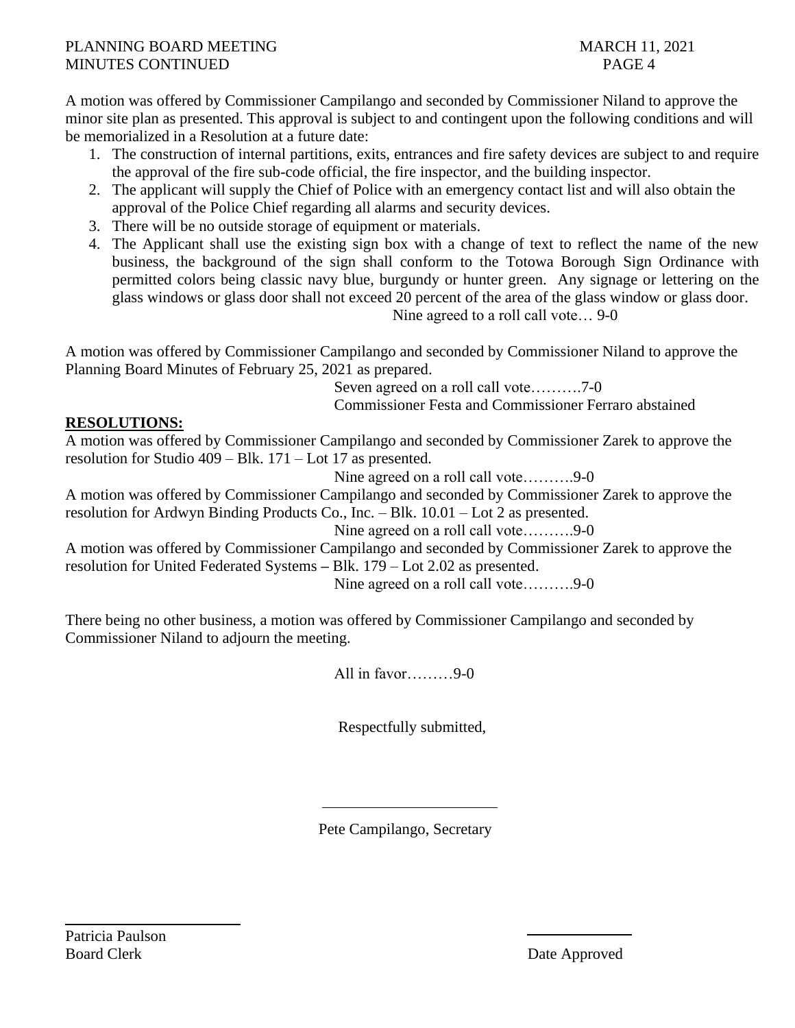A motion was offered by Commissioner Campilango and seconded by Commissioner Niland to approve the minor site plan as presented. This approval is subject to and contingent upon the following conditions and will be memorialized in a Resolution at a future date:

1. The construction of internal partitions, exits, entrances and fire safety devices are subject to and require the approval of the fire sub-code official, the fire inspector, and the building inspector.
2. The applicant will supply the Chief of Police with an emergency contact list and will also obtain the approval of the Police Chief regarding all alarms and security devices.
3. There will be no outside storage of equipment or materials.
4. The Applicant shall use the existing sign box with a change of text to reflect the name of the new business, the background of the sign shall conform to the Totowa Borough Sign Ordinance with permitted colors being classic navy blue, burgundy or hunter green. Any signage or lettering on the glass windows or glass door shall not exceed 20 percent of the area of the glass window or glass door.

Nine agreed to a roll call vote… 9-0

A motion was offered by Commissioner Campilango and seconded by Commissioner Niland to approve the Planning Board Minutes of February 25, 2021 as prepared.

Seven agreed on a roll call vote……….7-0
Commissioner Festa and Commissioner Ferraro abstained

**RESOLUTIONS:**

A motion was offered by Commissioner Campilango and seconded by Commissioner Zarek to approve the resolution for Studio 409 – Blk. 171 – Lot 17 as presented.

Nine agreed on a roll call vote……….9-0

A motion was offered by Commissioner Campilango and seconded by Commissioner Zarek to approve the resolution for Ardwyn Binding Products Co., Inc. – Blk. 10.01 – Lot 2 as presented.

Nine agreed on a roll call vote……….9-0

A motion was offered by Commissioner Campilango and seconded by Commissioner Zarek to approve the resolution for United Federated Systems – Blk. 179 – Lot 2.02 as presented.

Nine agreed on a roll call vote……….9-0

There being no other business, a motion was offered by Commissioner Campilango and seconded by Commissioner Niland to adjourn the meeting.

All in favor………9-0

Respectfully submitted,

\_\_\_\_\_\_\_\_\_\_\_\_\_\_\_\_\_\_\_\_\_\_\_\_

Pete Campilango, Secretary

\_\_\_\_\_\_\_\_\_\_\_\_\_\_\_\_\_\_\_\_\_\_\_\_

Patricia Paulson
Board Clerk

\_\_\_\_\_\_\_\_\_\_\_\_\_\_

Date Approved